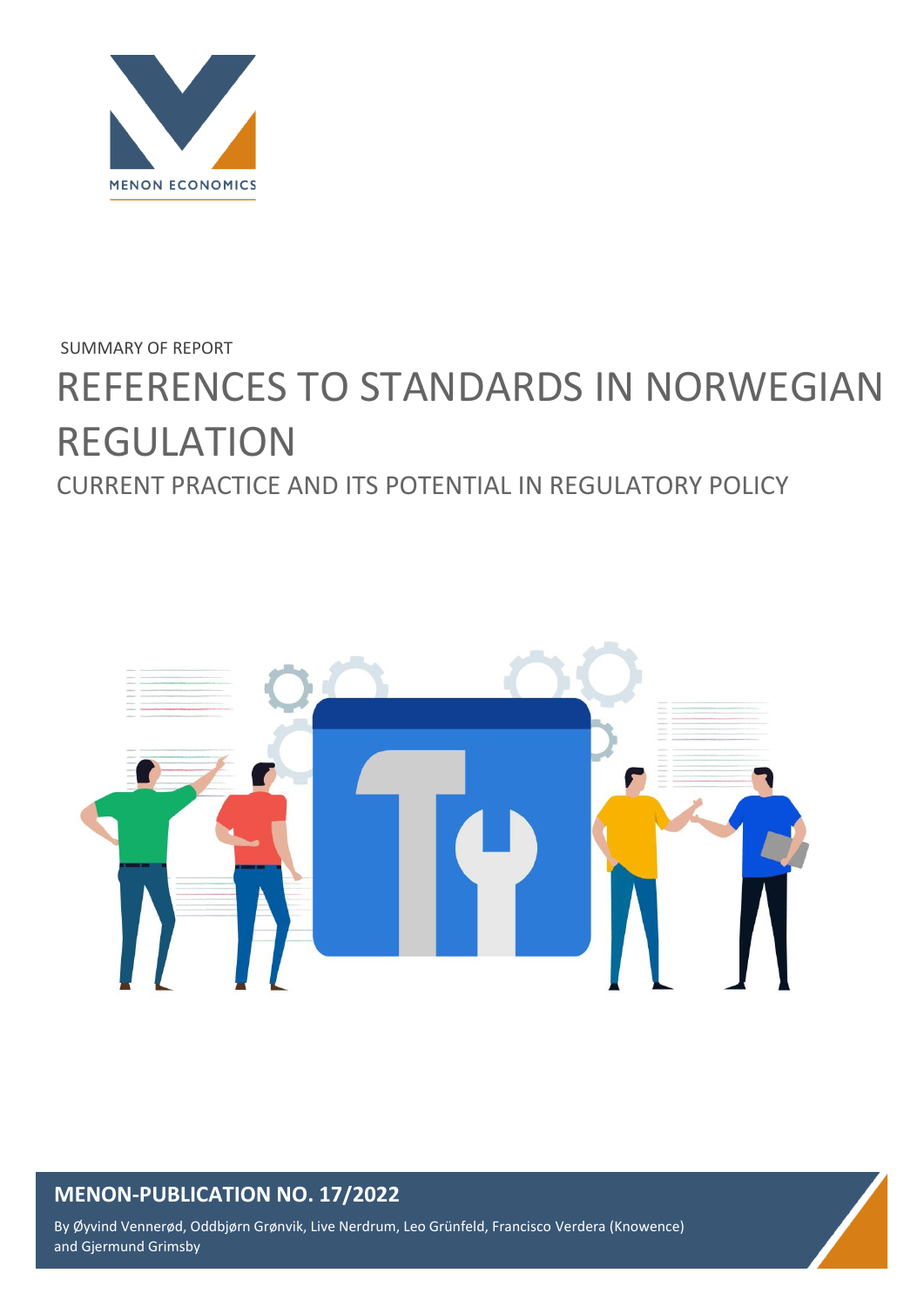MENON ECONOMICS

SUMMARY OF REPORT

# REFERENCES TO STANDARDS IN NORWEGIAN REGULATION

## CURRENT PRACTICE AND ITS POTENTIAL IN REGULATORY POLICY

**MENON-PUBLICATION NO. 17/2022**

By Øyvind Vennerød, Oddbjørn Grønvik, Live Nerdrum, Leo Grünfeld, Francisco Verdera (Knowence) and Gjermund Grimsby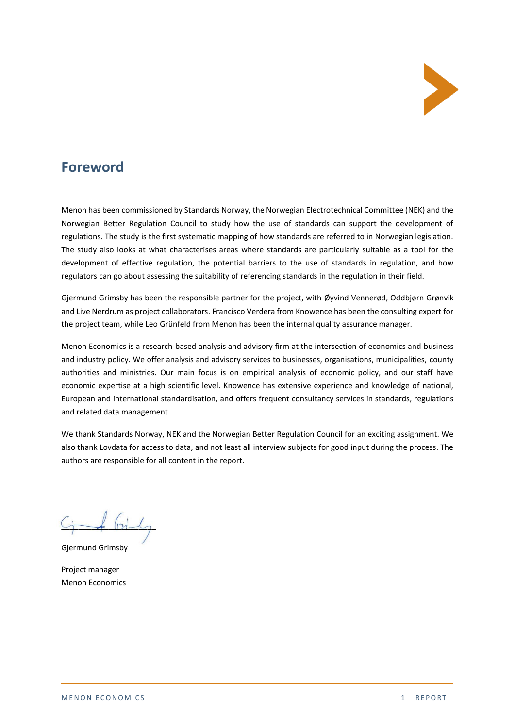# Foreword

Menon has been commissioned by Standards Norway, the Norwegian Electrotechnical Committee (NEK) and the Norwegian Better Regulation Council to study how the use of standards can support the development of regulations. The study is the first systematic mapping of how standards are referred to in Norwegian legislation. The study also looks at what characterises areas where standards are particularly suitable as a tool for the development of effective regulation, the potential barriers to the use of standards in regulation, and how regulators can go about assessing the suitability of referencing standards in the regulation in their field.

Gjermund Grimsby has been the responsible partner for the project, with Øyvind Vennerød, Oddbjørn Grønvik and Live Nerdrum as project collaborators. Francisco Verdera from Knowence has been the consulting expert for the project team, while Leo Grünfeld from Menon has been the internal quality assurance manager.

Menon Economics is a research-based analysis and advisory firm at the intersection of economics and business and industry policy. We offer analysis and advisory services to businesses, organisations, municipalities, county authorities and ministries. Our main focus is on empirical analysis of economic policy, and our staff have economic expertise at a high scientific level. Knowence has extensive experience and knowledge of national, European and international standardisation, and offers frequent consultancy services in standards, regulations and related data management.

We thank Standards Norway, NEK and the Norwegian Better Regulation Council for an exciting assignment. We also thank Lovdata for access to data, and not least all interview subjects for good input during the process. The authors are responsible for all content in the report.

Gjermund Grimsby

Project manager
Menon Economics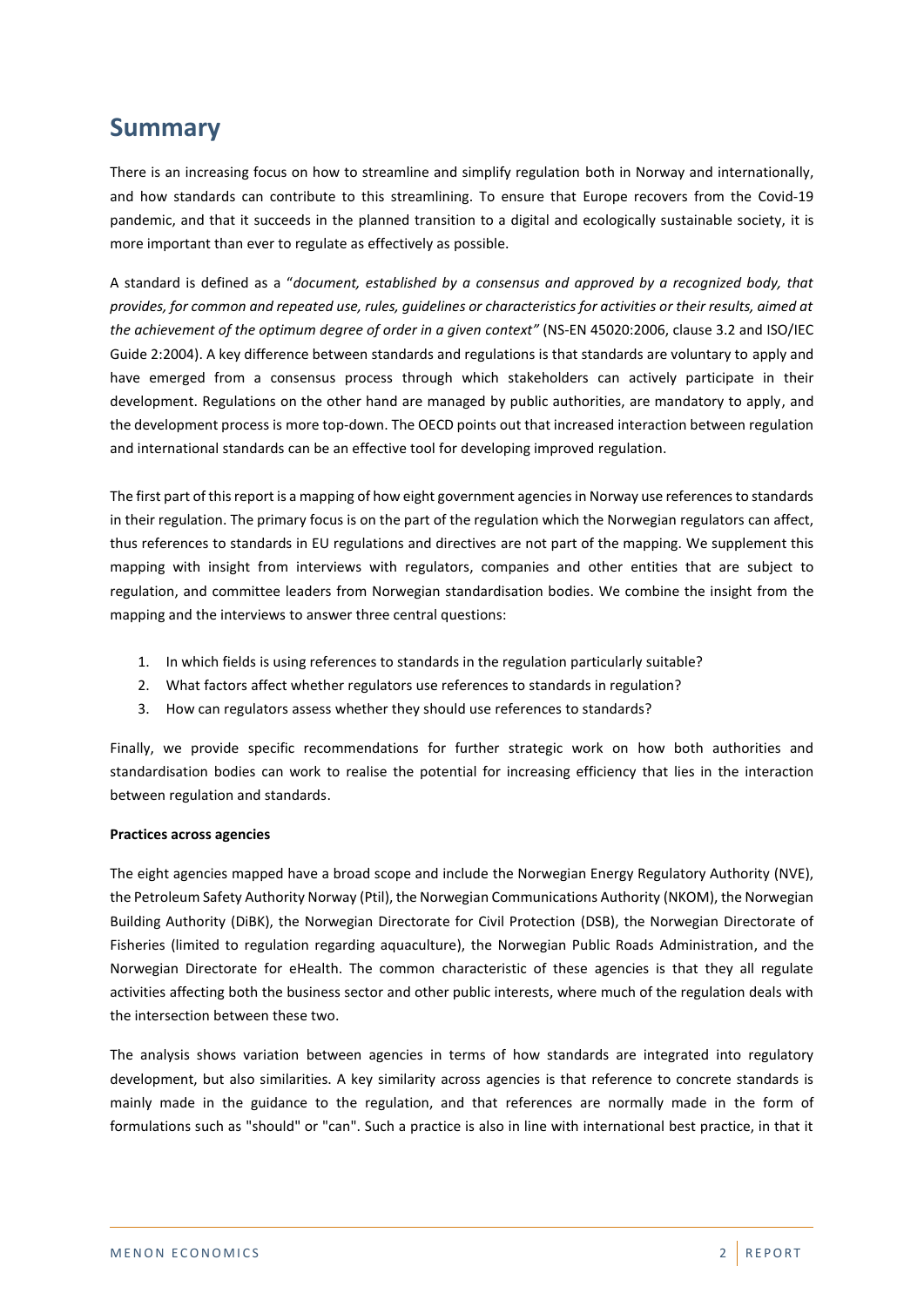# Summary

There is an increasing focus on how to streamline and simplify regulation both in Norway and internationally, and how standards can contribute to this streamlining. To ensure that Europe recovers from the Covid-19 pandemic, and that it succeeds in the planned transition to a digital and ecologically sustainable society, it is more important than ever to regulate as effectively as possible.

A standard is defined as a "*document, established by a consensus and approved by a recognized body, that provides, for common and repeated use, rules, guidelines or characteristics for activities or their results, aimed at the achievement of the optimum degree of order in a given context"* (NS-EN 45020:2006, clause 3.2 and ISO/IEC Guide 2:2004). A key difference between standards and regulations is that standards are voluntary to apply and have emerged from a consensus process through which stakeholders can actively participate in their development. Regulations on the other hand are managed by public authorities, are mandatory to apply, and the development process is more top-down. The OECD points out that increased interaction between regulation and international standards can be an effective tool for developing improved regulation.

The first part of this report is a mapping of how eight government agencies in Norway use references to standards in their regulation. The primary focus is on the part of the regulation which the Norwegian regulators can affect, thus references to standards in EU regulations and directives are not part of the mapping. We supplement this mapping with insight from interviews with regulators, companies and other entities that are subject to regulation, and committee leaders from Norwegian standardisation bodies. We combine the insight from the mapping and the interviews to answer three central questions:

1. In which fields is using references to standards in the regulation particularly suitable?
2. What factors affect whether regulators use references to standards in regulation?
3. How can regulators assess whether they should use references to standards?

Finally, we provide specific recommendations for further strategic work on how both authorities and standardisation bodies can work to realise the potential for increasing efficiency that lies in the interaction between regulation and standards.

**Practices across agencies**

The eight agencies mapped have a broad scope and include the Norwegian Energy Regulatory Authority (NVE), the Petroleum Safety Authority Norway (Ptil), the Norwegian Communications Authority (NKOM), the Norwegian Building Authority (DiBK), the Norwegian Directorate for Civil Protection (DSB), the Norwegian Directorate of Fisheries (limited to regulation regarding aquaculture), the Norwegian Public Roads Administration, and the Norwegian Directorate for eHealth. The common characteristic of these agencies is that they all regulate activities affecting both the business sector and other public interests, where much of the regulation deals with the intersection between these two.

The analysis shows variation between agencies in terms of how standards are integrated into regulatory development, but also similarities. A key similarity across agencies is that reference to concrete standards is mainly made in the guidance to the regulation, and that references are normally made in the form of formulations such as "should" or "can". Such a practice is also in line with international best practice, in that it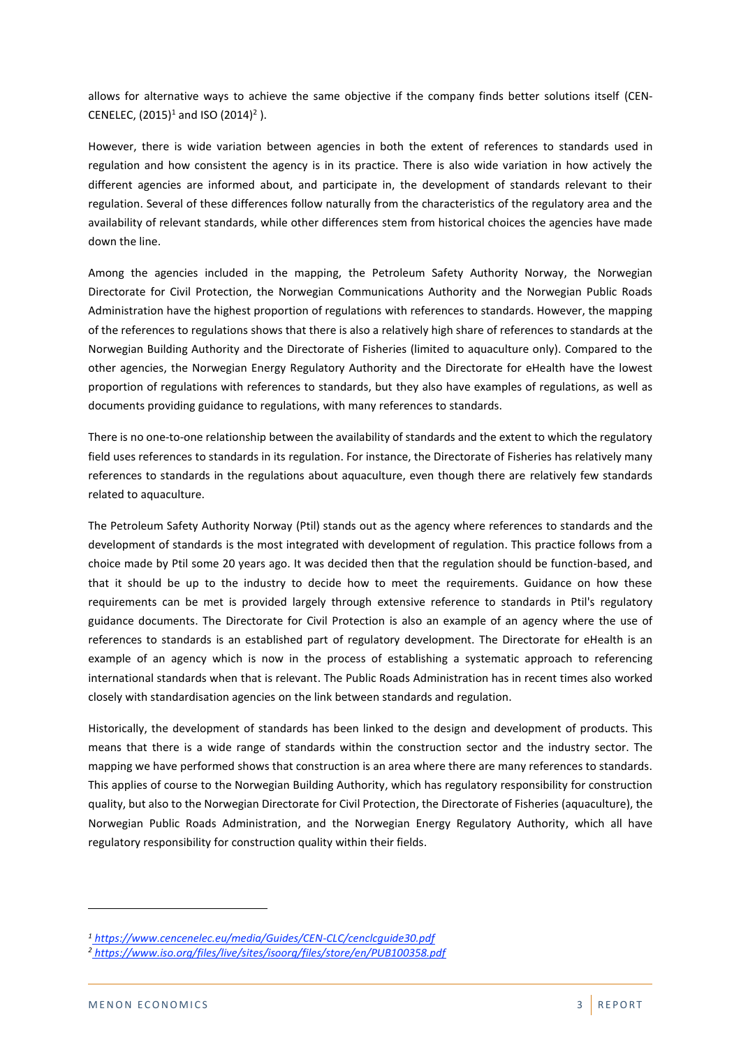allows for alternative ways to achieve the same objective if the company finds better solutions itself (CEN-CENELEC, (2015)[1] and ISO (2014)[2] ).

However, there is wide variation between agencies in both the extent of references to standards used in regulation and how consistent the agency is in its practice. There is also wide variation in how actively the different agencies are informed about, and participate in, the development of standards relevant to their regulation. Several of these differences follow naturally from the characteristics of the regulatory area and the availability of relevant standards, while other differences stem from historical choices the agencies have made down the line.

Among the agencies included in the mapping, the Petroleum Safety Authority Norway, the Norwegian Directorate for Civil Protection, the Norwegian Communications Authority and the Norwegian Public Roads Administration have the highest proportion of regulations with references to standards. However, the mapping of the references to regulations shows that there is also a relatively high share of references to standards at the Norwegian Building Authority and the Directorate of Fisheries (limited to aquaculture only). Compared to the other agencies, the Norwegian Energy Regulatory Authority and the Directorate for eHealth have the lowest proportion of regulations with references to standards, but they also have examples of regulations, as well as documents providing guidance to regulations, with many references to standards.

There is no one-to-one relationship between the availability of standards and the extent to which the regulatory field uses references to standards in its regulation. For instance, the Directorate of Fisheries has relatively many references to standards in the regulations about aquaculture, even though there are relatively few standards related to aquaculture.

The Petroleum Safety Authority Norway (Ptil) stands out as the agency where references to standards and the development of standards is the most integrated with development of regulation. This practice follows from a choice made by Ptil some 20 years ago. It was decided then that the regulation should be function-based, and that it should be up to the industry to decide how to meet the requirements. Guidance on how these requirements can be met is provided largely through extensive reference to standards in Ptil's regulatory guidance documents. The Directorate for Civil Protection is also an example of an agency where the use of references to standards is an established part of regulatory development. The Directorate for eHealth is an example of an agency which is now in the process of establishing a systematic approach to referencing international standards when that is relevant. The Public Roads Administration has in recent times also worked closely with standardisation agencies on the link between standards and regulation.

Historically, the development of standards has been linked to the design and development of products. This means that there is a wide range of standards within the construction sector and the industry sector. The mapping we have performed shows that construction is an area where there are many references to standards. This applies of course to the Norwegian Building Authority, which has regulatory responsibility for construction quality, but also to the Norwegian Directorate for Civil Protection, the Directorate of Fisheries (aquaculture), the Norwegian Public Roads Administration, and the Norwegian Energy Regulatory Authority, which all have regulatory responsibility for construction quality within their fields.

---

[1] https://www.cencenelec.eu/media/Guides/CEN-CLC/cenclcguide30.pdf

[2] https://www.iso.org/files/live/sites/isoorg/files/store/en/PUB100358.pdf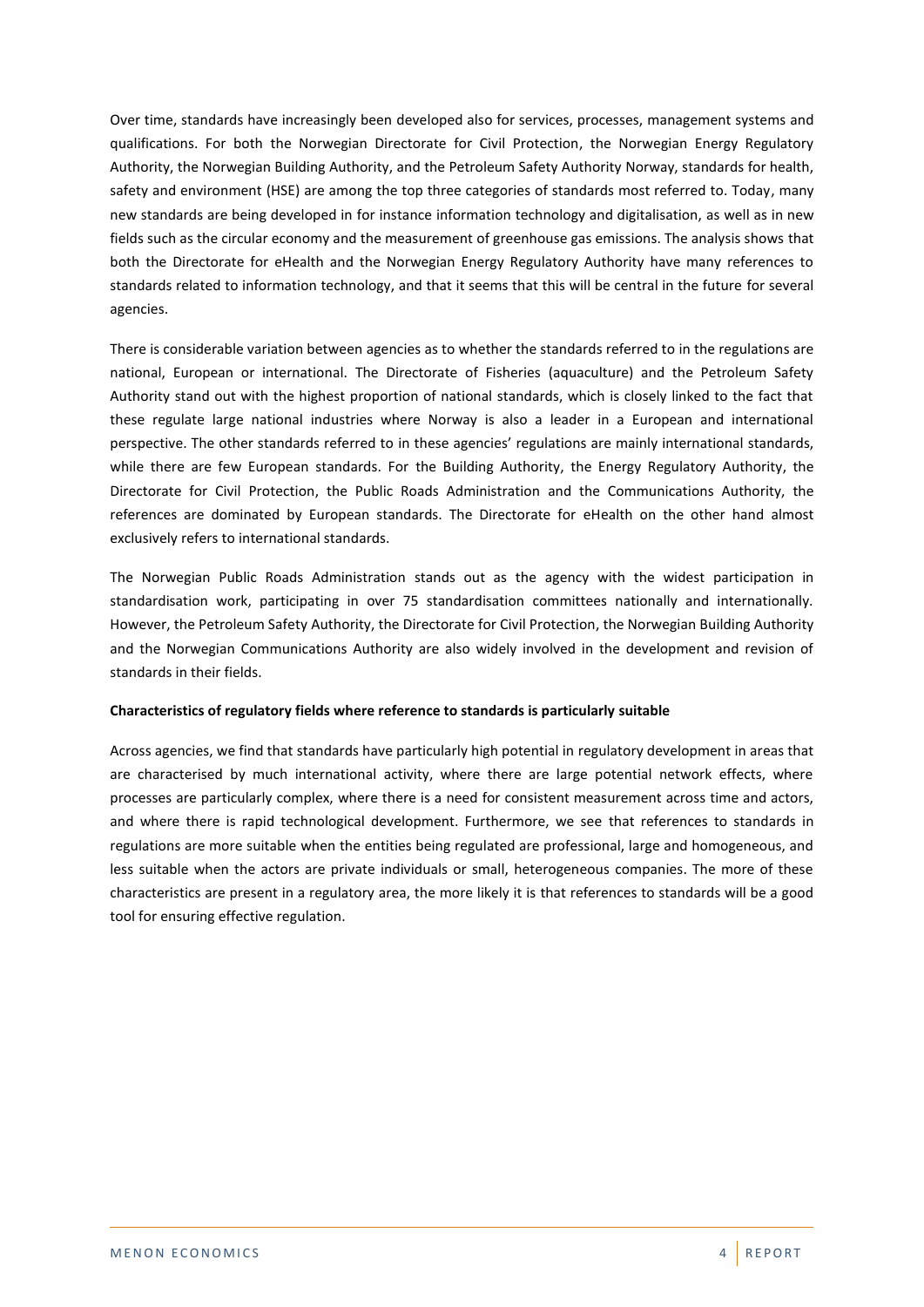Over time, standards have increasingly been developed also for services, processes, management systems and qualifications. For both the Norwegian Directorate for Civil Protection, the Norwegian Energy Regulatory Authority, the Norwegian Building Authority, and the Petroleum Safety Authority Norway, standards for health, safety and environment (HSE) are among the top three categories of standards most referred to. Today, many new standards are being developed in for instance information technology and digitalisation, as well as in new fields such as the circular economy and the measurement of greenhouse gas emissions. The analysis shows that both the Directorate for eHealth and the Norwegian Energy Regulatory Authority have many references to standards related to information technology, and that it seems that this will be central in the future for several agencies.

There is considerable variation between agencies as to whether the standards referred to in the regulations are national, European or international. The Directorate of Fisheries (aquaculture) and the Petroleum Safety Authority stand out with the highest proportion of national standards, which is closely linked to the fact that these regulate large national industries where Norway is also a leader in a European and international perspective. The other standards referred to in these agencies' regulations are mainly international standards, while there are few European standards. For the Building Authority, the Energy Regulatory Authority, the Directorate for Civil Protection, the Public Roads Administration and the Communications Authority, the references are dominated by European standards. The Directorate for eHealth on the other hand almost exclusively refers to international standards.

The Norwegian Public Roads Administration stands out as the agency with the widest participation in standardisation work, participating in over 75 standardisation committees nationally and internationally. However, the Petroleum Safety Authority, the Directorate for Civil Protection, the Norwegian Building Authority and the Norwegian Communications Authority are also widely involved in the development and revision of standards in their fields.

**Characteristics of regulatory fields where reference to standards is particularly suitable**

Across agencies, we find that standards have particularly high potential in regulatory development in areas that are characterised by much international activity, where there are large potential network effects, where processes are particularly complex, where there is a need for consistent measurement across time and actors, and where there is rapid technological development. Furthermore, we see that references to standards in regulations are more suitable when the entities being regulated are professional, large and homogeneous, and less suitable when the actors are private individuals or small, heterogeneous companies. The more of these characteristics are present in a regulatory area, the more likely it is that references to standards will be a good tool for ensuring effective regulation.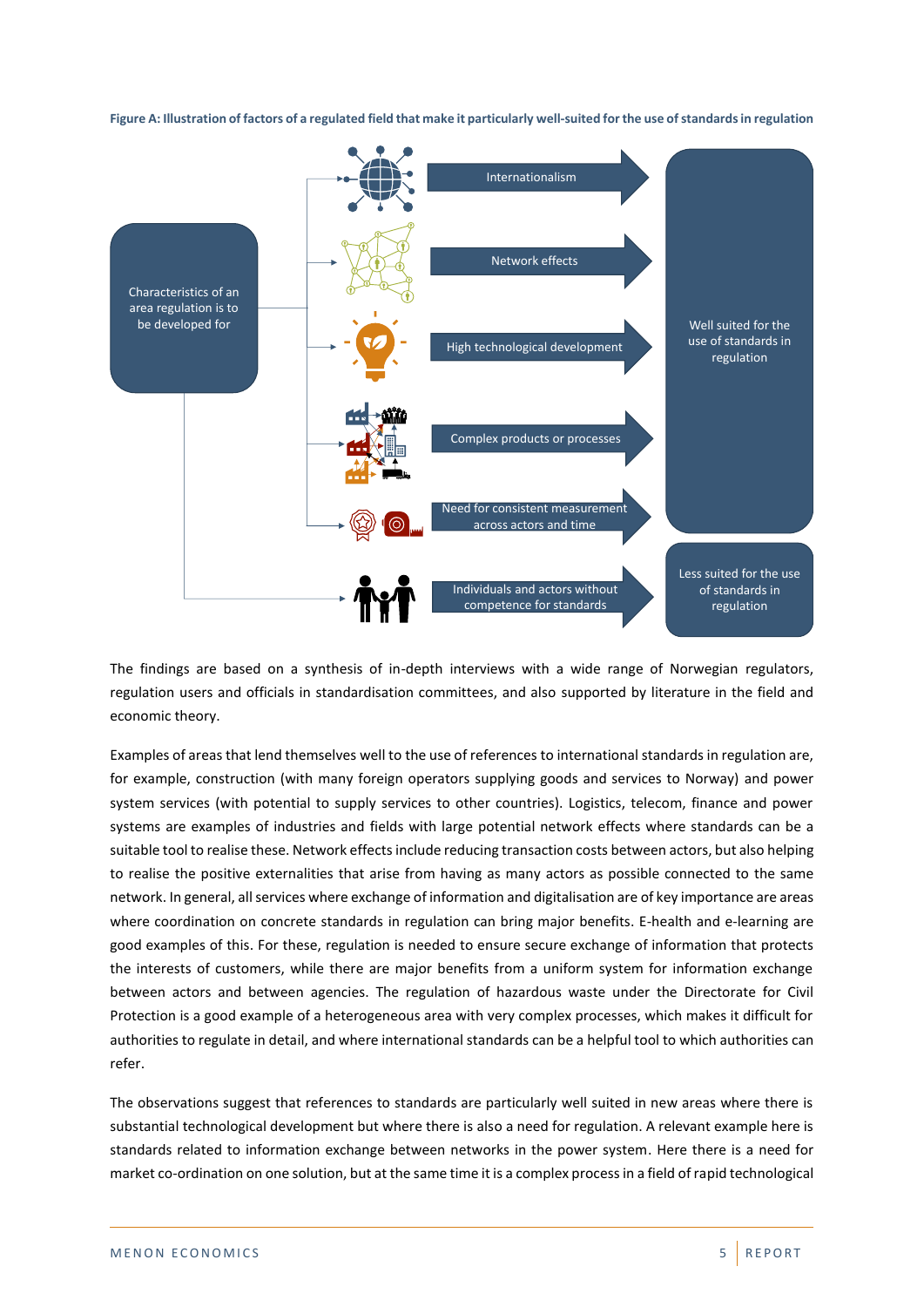**Figure A: Illustration of factors of a regulated field that make it particularly well-suited for the use of standards in regulation**

Characteristics of an area regulation is to be developed for

- Internationalism
- Network effects
- High technological development
- Complex products or processes
- Need for consistent measurement across actors and time

→ Well suited for the use of standards in regulation

- Individuals and actors without competence for standards

→ Less suited for the use of standards in regulation

The findings are based on a synthesis of in-depth interviews with a wide range of Norwegian regulators, regulation users and officials in standardisation committees, and also supported by literature in the field and economic theory.

Examples of areas that lend themselves well to the use of references to international standards in regulation are, for example, construction (with many foreign operators supplying goods and services to Norway) and power system services (with potential to supply services to other countries). Logistics, telecom, finance and power systems are examples of industries and fields with large potential network effects where standards can be a suitable tool to realise these. Network effects include reducing transaction costs between actors, but also helping to realise the positive externalities that arise from having as many actors as possible connected to the same network. In general, all services where exchange of information and digitalisation are of key importance are areas where coordination on concrete standards in regulation can bring major benefits. E-health and e-learning are good examples of this. For these, regulation is needed to ensure secure exchange of information that protects the interests of customers, while there are major benefits from a uniform system for information exchange between actors and between agencies. The regulation of hazardous waste under the Directorate for Civil Protection is a good example of a heterogeneous area with very complex processes, which makes it difficult for authorities to regulate in detail, and where international standards can be a helpful tool to which authorities can refer.

The observations suggest that references to standards are particularly well suited in new areas where there is substantial technological development but where there is also a need for regulation. A relevant example here is standards related to information exchange between networks in the power system. Here there is a need for market co-ordination on one solution, but at the same time it is a complex process in a field of rapid technological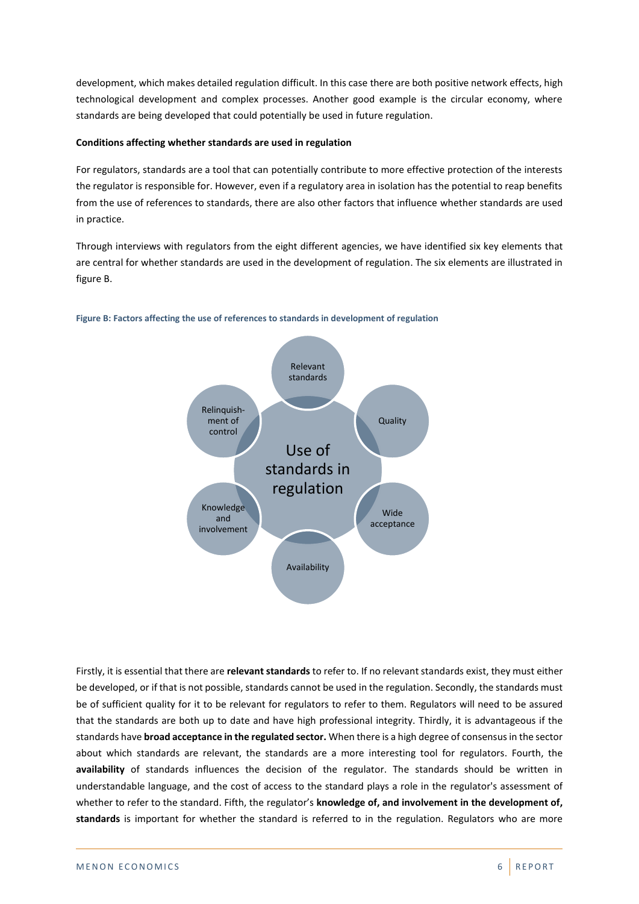development, which makes detailed regulation difficult. In this case there are both positive network effects, high technological development and complex processes. Another good example is the circular economy, where standards are being developed that could potentially be used in future regulation.

**Conditions affecting whether standards are used in regulation**

For regulators, standards are a tool that can potentially contribute to more effective protection of the interests the regulator is responsible for. However, even if a regulatory area in isolation has the potential to reap benefits from the use of references to standards, there are also other factors that influence whether standards are used in practice.

Through interviews with regulators from the eight different agencies, we have identified six key elements that are central for whether standards are used in the development of regulation. The six elements are illustrated in figure B.

**Figure B: Factors affecting the use of references to standards in development of regulation**

Use of standards in regulation

Relevant standards

Quality

Wide acceptance

Availability

Knowledge and involvement

Relinquishment of control

Firstly, it is essential that there are **relevant standards** to refer to. If no relevant standards exist, they must either be developed, or if that is not possible, standards cannot be used in the regulation. Secondly, the standards must be of sufficient quality for it to be relevant for regulators to refer to them. Regulators will need to be assured that the standards are both up to date and have high professional integrity. Thirdly, it is advantageous if the standards have **broad acceptance in the regulated sector.** When there is a high degree of consensus in the sector about which standards are relevant, the standards are a more interesting tool for regulators. Fourth, the **availability** of standards influences the decision of the regulator. The standards should be written in understandable language, and the cost of access to the standard plays a role in the regulator's assessment of whether to refer to the standard. Fifth, the regulator's **knowledge of, and involvement in the development of, standards** is important for whether the standard is referred to in the regulation. Regulators who are more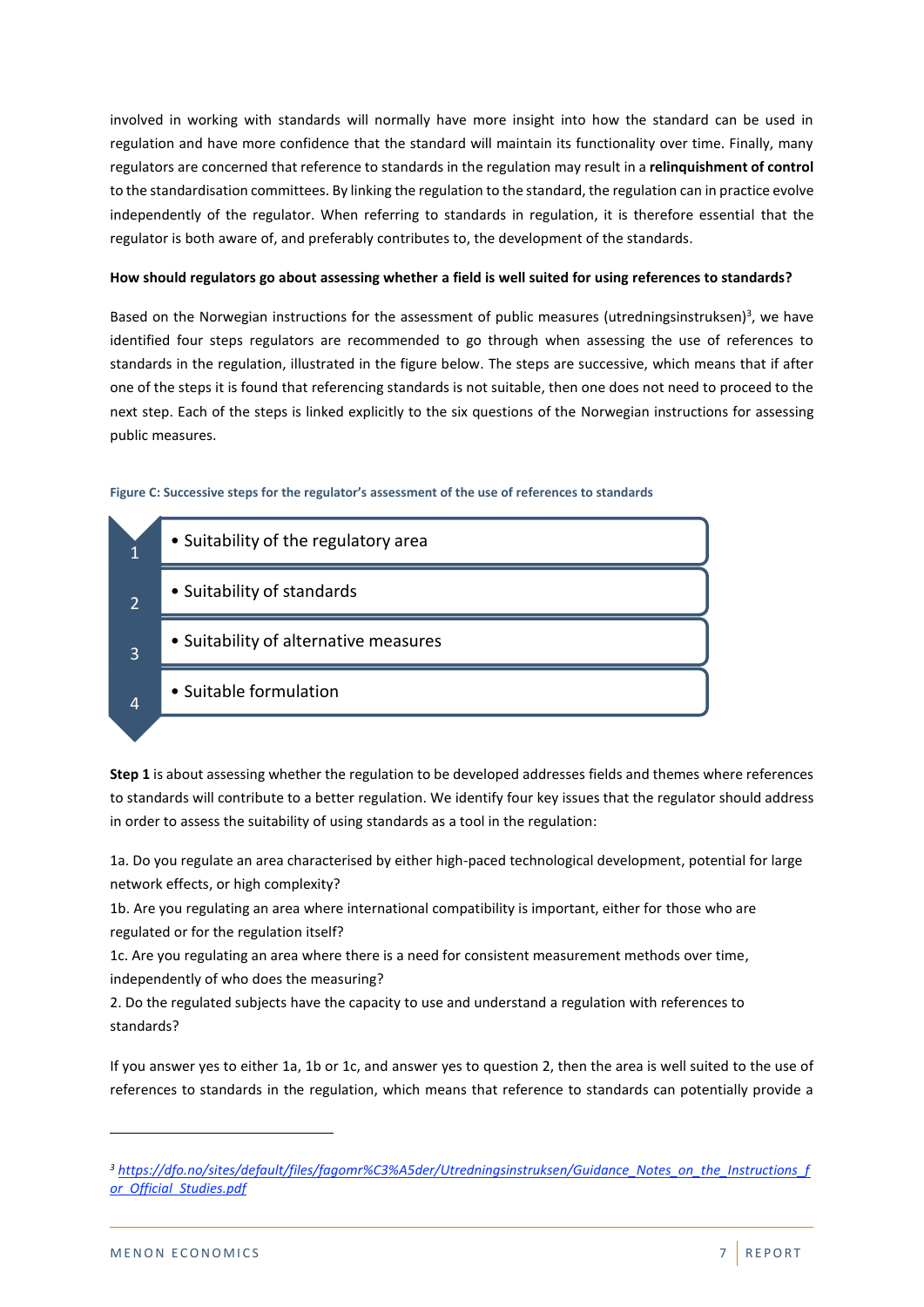involved in working with standards will normally have more insight into how the standard can be used in regulation and have more confidence that the standard will maintain its functionality over time. Finally, many regulators are concerned that reference to standards in the regulation may result in a **relinquishment of control** to the standardisation committees. By linking the regulation to the standard, the regulation can in practice evolve independently of the regulator. When referring to standards in regulation, it is therefore essential that the regulator is both aware of, and preferably contributes to, the development of the standards.

**How should regulators go about assessing whether a field is well suited for using references to standards?**

Based on the Norwegian instructions for the assessment of public measures (utredningsinstruksen)[3], we have identified four steps regulators are recommended to go through when assessing the use of references to standards in the regulation, illustrated in the figure below. The steps are successive, which means that if after one of the steps it is found that referencing standards is not suitable, then one does not need to proceed to the next step. Each of the steps is linked explicitly to the six questions of the Norwegian instructions for assessing public measures.

**Figure C: Successive steps for the regulator's assessment of the use of references to standards**

1. Suitability of the regulatory area
2. Suitability of standards
3. Suitability of alternative measures
4. Suitable formulation

**Step 1** is about assessing whether the regulation to be developed addresses fields and themes where references to standards will contribute to a better regulation. We identify four key issues that the regulator should address in order to assess the suitability of using standards as a tool in the regulation:

1a. Do you regulate an area characterised by either high-paced technological development, potential for large network effects, or high complexity?
1b. Are you regulating an area where international compatibility is important, either for those who are regulated or for the regulation itself?
1c. Are you regulating an area where there is a need for consistent measurement methods over time, independently of who does the measuring?
2. Do the regulated subjects have the capacity to use and understand a regulation with references to standards?

If you answer yes to either 1a, 1b or 1c, and answer yes to question 2, then the area is well suited to the use of references to standards in the regulation, which means that reference to standards can potentially provide a

[3] https://dfo.no/sites/default/files/fagomr%C3%A5der/Utredningsinstruksen/Guidance_Notes_on_the_Instructions_for_Official_Studies.pdf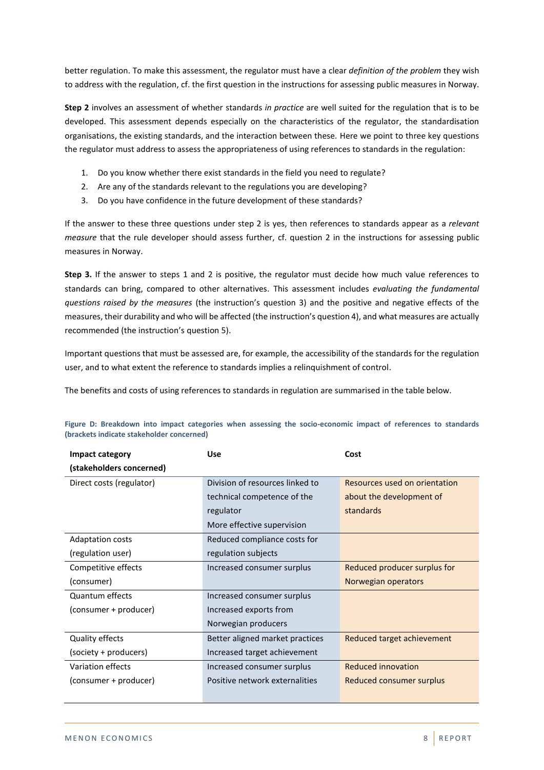better regulation. To make this assessment, the regulator must have a clear *definition of the problem* they wish to address with the regulation, cf. the first question in the instructions for assessing public measures in Norway.

**Step 2** involves an assessment of whether standards *in practice* are well suited for the regulation that is to be developed. This assessment depends especially on the characteristics of the regulator, the standardisation organisations, the existing standards, and the interaction between these. Here we point to three key questions the regulator must address to assess the appropriateness of using references to standards in the regulation:

1. Do you know whether there exist standards in the field you need to regulate?
2. Are any of the standards relevant to the regulations you are developing?
3. Do you have confidence in the future development of these standards?

If the answer to these three questions under step 2 is yes, then references to standards appear as a *relevant measure* that the rule developer should assess further, cf. question 2 in the instructions for assessing public measures in Norway.

**Step 3.** If the answer to steps 1 and 2 is positive, the regulator must decide how much value references to standards can bring, compared to other alternatives. This assessment includes *evaluating the fundamental questions raised by the measures* (the instruction's question 3) and the positive and negative effects of the measures, their durability and who will be affected (the instruction's question 4), and what measures are actually recommended (the instruction's question 5).

Important questions that must be assessed are, for example, the accessibility of the standards for the regulation user, and to what extent the reference to standards implies a relinquishment of control.

The benefits and costs of using references to standards in regulation are summarised in the table below.

**Figure D: Breakdown into impact categories when assessing the socio-economic impact of references to standards (brackets indicate stakeholder concerned)**

| Impact category (stakeholders concerned) | Use | Cost |
|---|---|---|
| Direct costs (regulator) | Division of resources linked to technical competence of the regulator<br>More effective supervision | Resources used on orientation about the development of standards |
| Adaptation costs (regulation user) | Reduced compliance costs for regulation subjects | |
| Competitive effects (consumer) | Increased consumer surplus | Reduced producer surplus for Norwegian operators |
| Quantum effects (consumer + producer) | Increased consumer surplus<br>Increased exports from Norwegian producers | |
| Quality effects (society + producers) | Better aligned market practices<br>Increased target achievement | Reduced target achievement |
| Variation effects (consumer + producer) | Increased consumer surplus<br>Positive network externalities | Reduced innovation<br>Reduced consumer surplus |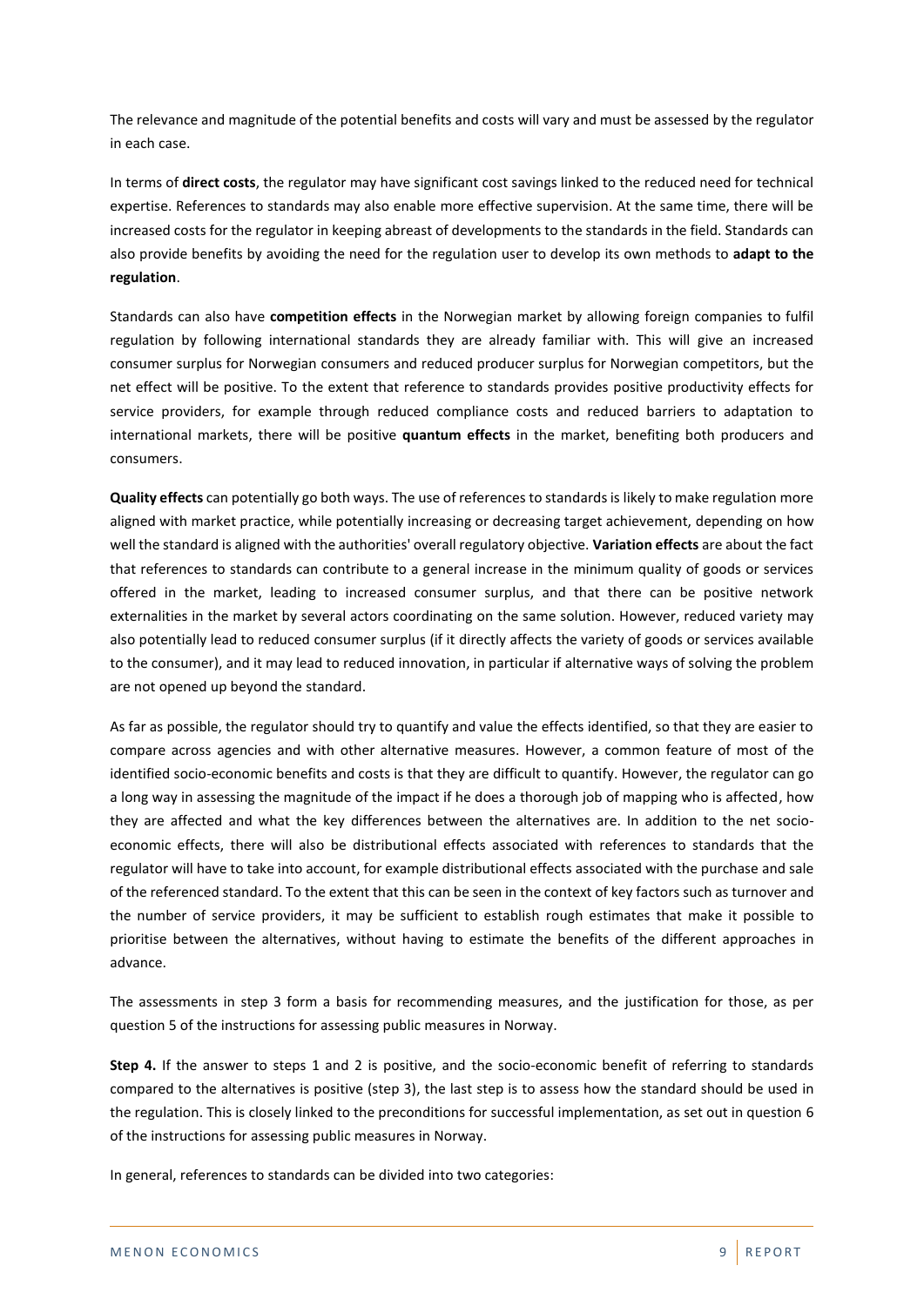The relevance and magnitude of the potential benefits and costs will vary and must be assessed by the regulator in each case.

In terms of **direct costs**, the regulator may have significant cost savings linked to the reduced need for technical expertise. References to standards may also enable more effective supervision. At the same time, there will be increased costs for the regulator in keeping abreast of developments to the standards in the field. Standards can also provide benefits by avoiding the need for the regulation user to develop its own methods to **adapt to the regulation**.

Standards can also have **competition effects** in the Norwegian market by allowing foreign companies to fulfil regulation by following international standards they are already familiar with. This will give an increased consumer surplus for Norwegian consumers and reduced producer surplus for Norwegian competitors, but the net effect will be positive. To the extent that reference to standards provides positive productivity effects for service providers, for example through reduced compliance costs and reduced barriers to adaptation to international markets, there will be positive **quantum effects** in the market, benefiting both producers and consumers.

**Quality effects** can potentially go both ways. The use of references to standards is likely to make regulation more aligned with market practice, while potentially increasing or decreasing target achievement, depending on how well the standard is aligned with the authorities' overall regulatory objective. **Variation effects** are about the fact that references to standards can contribute to a general increase in the minimum quality of goods or services offered in the market, leading to increased consumer surplus, and that there can be positive network externalities in the market by several actors coordinating on the same solution. However, reduced variety may also potentially lead to reduced consumer surplus (if it directly affects the variety of goods or services available to the consumer), and it may lead to reduced innovation, in particular if alternative ways of solving the problem are not opened up beyond the standard.

As far as possible, the regulator should try to quantify and value the effects identified, so that they are easier to compare across agencies and with other alternative measures. However, a common feature of most of the identified socio-economic benefits and costs is that they are difficult to quantify. However, the regulator can go a long way in assessing the magnitude of the impact if he does a thorough job of mapping who is affected, how they are affected and what the key differences between the alternatives are. In addition to the net socio-economic effects, there will also be distributional effects associated with references to standards that the regulator will have to take into account, for example distributional effects associated with the purchase and sale of the referenced standard. To the extent that this can be seen in the context of key factors such as turnover and the number of service providers, it may be sufficient to establish rough estimates that make it possible to prioritise between the alternatives, without having to estimate the benefits of the different approaches in advance.

The assessments in step 3 form a basis for recommending measures, and the justification for those, as per question 5 of the instructions for assessing public measures in Norway.

**Step 4.** If the answer to steps 1 and 2 is positive, and the socio-economic benefit of referring to standards compared to the alternatives is positive (step 3), the last step is to assess how the standard should be used in the regulation. This is closely linked to the preconditions for successful implementation, as set out in question 6 of the instructions for assessing public measures in Norway.

In general, references to standards can be divided into two categories: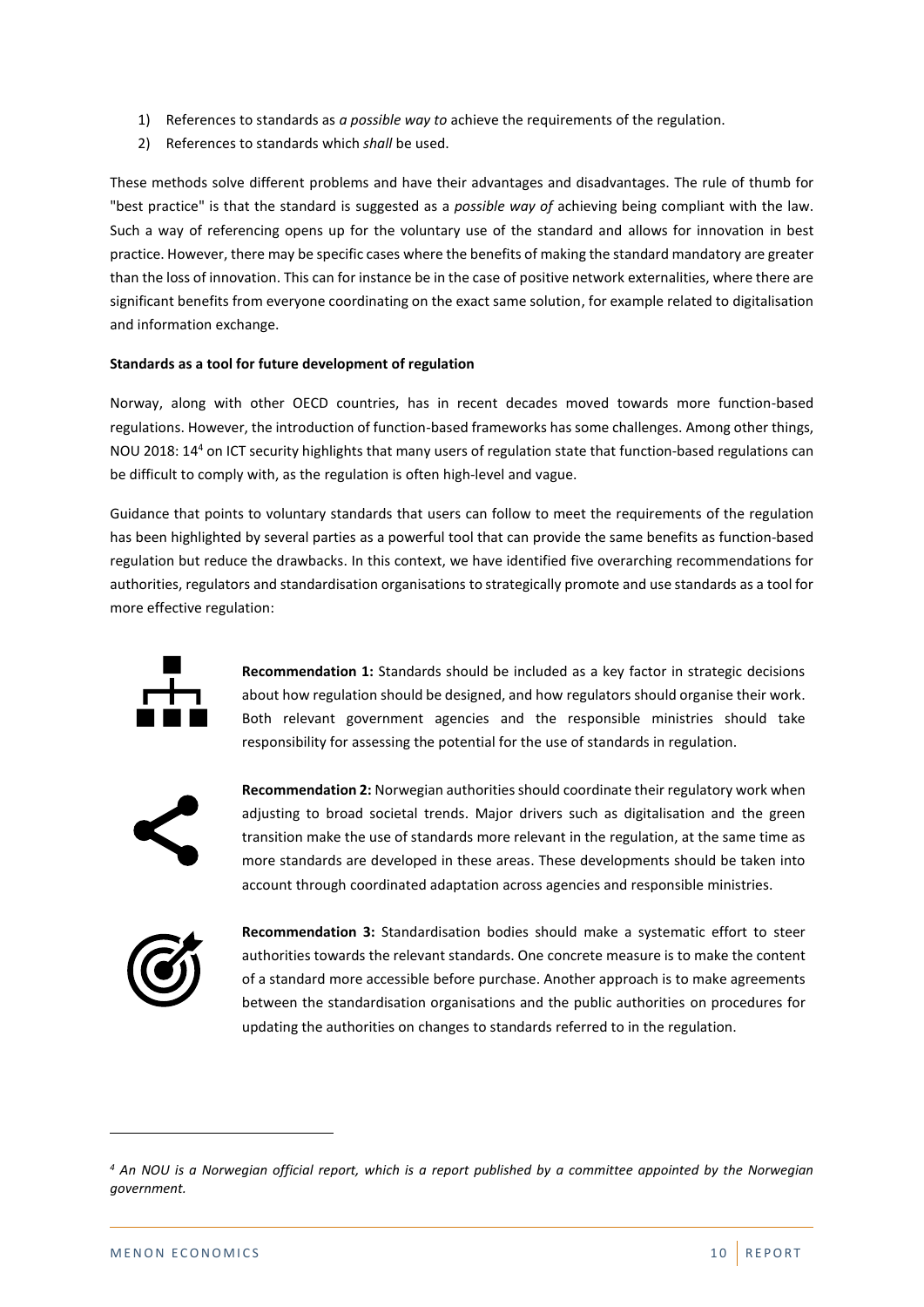1) References to standards as *a possible way to* achieve the requirements of the regulation.
2) References to standards which *shall* be used.

These methods solve different problems and have their advantages and disadvantages. The rule of thumb for "best practice" is that the standard is suggested as a *possible way of* achieving being compliant with the law. Such a way of referencing opens up for the voluntary use of the standard and allows for innovation in best practice. However, there may be specific cases where the benefits of making the standard mandatory are greater than the loss of innovation. This can for instance be in the case of positive network externalities, where there are significant benefits from everyone coordinating on the exact same solution, for example related to digitalisation and information exchange.

**Standards as a tool for future development of regulation**

Norway, along with other OECD countries, has in recent decades moved towards more function-based regulations. However, the introduction of function-based frameworks has some challenges. Among other things, NOU 2018: 14[4] on ICT security highlights that many users of regulation state that function-based regulations can be difficult to comply with, as the regulation is often high-level and vague.

Guidance that points to voluntary standards that users can follow to meet the requirements of the regulation has been highlighted by several parties as a powerful tool that can provide the same benefits as function-based regulation but reduce the drawbacks. In this context, we have identified five overarching recommendations for authorities, regulators and standardisation organisations to strategically promote and use standards as a tool for more effective regulation:

**Recommendation 1:** Standards should be included as a key factor in strategic decisions about how regulation should be designed, and how regulators should organise their work. Both relevant government agencies and the responsible ministries should take responsibility for assessing the potential for the use of standards in regulation.

**Recommendation 2:** Norwegian authorities should coordinate their regulatory work when adjusting to broad societal trends. Major drivers such as digitalisation and the green transition make the use of standards more relevant in the regulation, at the same time as more standards are developed in these areas. These developments should be taken into account through coordinated adaptation across agencies and responsible ministries.

**Recommendation 3:** Standardisation bodies should make a systematic effort to steer authorities towards the relevant standards. One concrete measure is to make the content of a standard more accessible before purchase. Another approach is to make agreements between the standardisation organisations and the public authorities on procedures for updating the authorities on changes to standards referred to in the regulation.

---

*[4] An NOU is a Norwegian official report, which is a report published by a committee appointed by the Norwegian government.*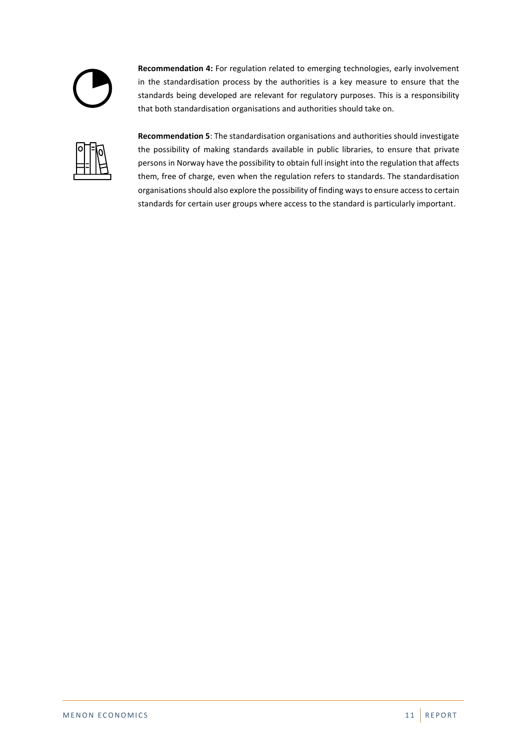**Recommendation 4:** For regulation related to emerging technologies, early involvement in the standardisation process by the authorities is a key measure to ensure that the standards being developed are relevant for regulatory purposes. This is a responsibility that both standardisation organisations and authorities should take on.

**Recommendation 5**: The standardisation organisations and authorities should investigate the possibility of making standards available in public libraries, to ensure that private persons in Norway have the possibility to obtain full insight into the regulation that affects them, free of charge, even when the regulation refers to standards. The standardisation organisations should also explore the possibility of finding ways to ensure access to certain standards for certain user groups where access to the standard is particularly important.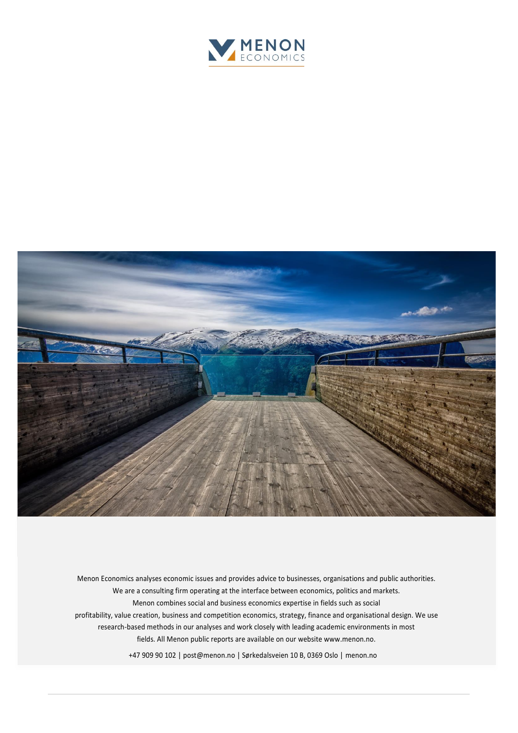Menon Economics analyses economic issues and provides advice to businesses, organisations and public authorities. We are a consulting firm operating at the interface between economics, politics and markets. Menon combines social and business economics expertise in fields such as social profitability, value creation, business and competition economics, strategy, finance and organisational design. We use research-based methods in our analyses and work closely with leading academic environments in most fields. All Menon public reports are available on our website www.menon.no.

+47 909 90 102 | post@menon.no | Sørkedalsveien 10 B, 0369 Oslo | menon.no